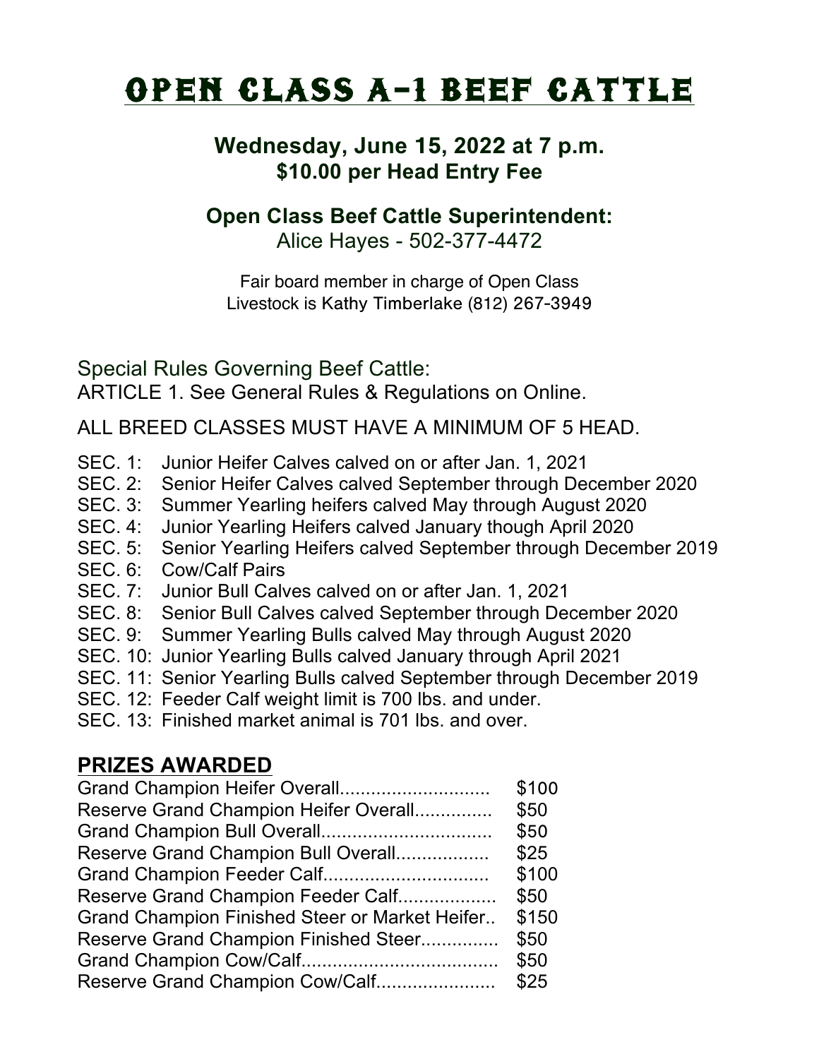# Open Class A-1 Beef Cattle

**Wednesday, June 15, 2022 at 7 p.m.**
**$10.00 per Head Entry Fee**

**Open Class Beef Cattle Superintendent:**
Alice Hayes - 502-377-4472

Fair board member in charge of Open Class Livestock is Kathy Timberlake (812) 267-3949

Special Rules Governing Beef Cattle:
ARTICLE 1. See General Rules & Regulations on Online.

ALL BREED CLASSES MUST HAVE A MINIMUM OF 5 HEAD.

- SEC. 1: Junior Heifer Calves calved on or after Jan. 1, 2021
- SEC. 2: Senior Heifer Calves calved September through December 2020
- SEC. 3: Summer Yearling heifers calved May through August 2020
- SEC. 4: Junior Yearling Heifers calved January though April 2020
- SEC. 5: Senior Yearling Heifers calved September through December 2019
- SEC. 6: Cow/Calf Pairs
- SEC. 7: Junior Bull Calves calved on or after Jan. 1, 2021
- SEC. 8: Senior Bull Calves calved September through December 2020
- SEC. 9: Summer Yearling Bulls calved May through August 2020
- SEC. 10: Junior Yearling Bulls calved January through April 2021
- SEC. 11: Senior Yearling Bulls calved September through December 2019
- SEC. 12: Feeder Calf weight limit is 700 lbs. and under.
- SEC. 13: Finished market animal is 701 lbs. and over.

## PRIZES AWARDED

| Prize | Amount |
|---|---|
| Grand Champion Heifer Overall | $100 |
| Reserve Grand Champion Heifer Overall | $50 |
| Grand Champion Bull Overall | $50 |
| Reserve Grand Champion Bull Overall | $25 |
| Grand Champion Feeder Calf | $100 |
| Reserve Grand Champion Feeder Calf | $50 |
| Grand Champion Finished Steer or Market Heifer | $150 |
| Reserve Grand Champion Finished Steer | $50 |
| Grand Champion Cow/Calf | $50 |
| Reserve Grand Champion Cow/Calf | $25 |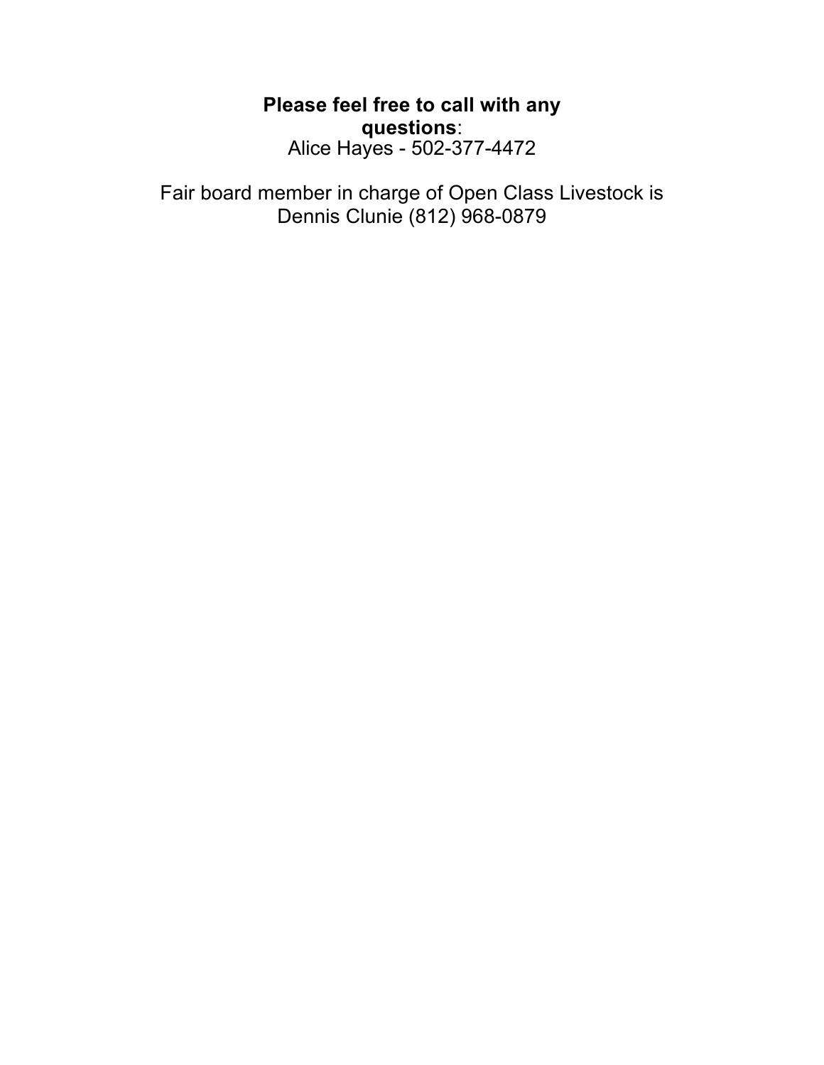**Please feel free to call with any questions**:

Alice Hayes - 502-377-4472

Fair board member in charge of Open Class Livestock is Dennis Clunie (812) 968-0879